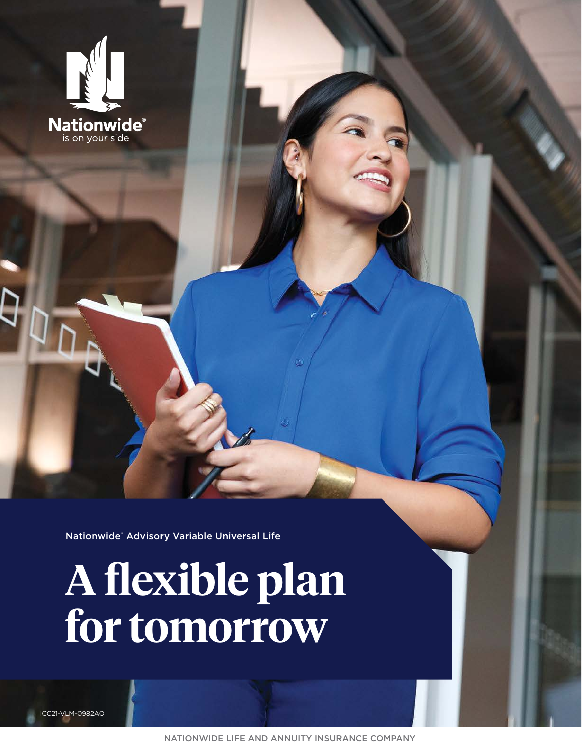Nationwide®
is on your side

Nationwide® Advisory Variable Universal Life

# A flexible plan for tomorrow

ICC21-VLM-0982AO

NATIONWIDE LIFE AND ANNUITY INSURANCE COMPANY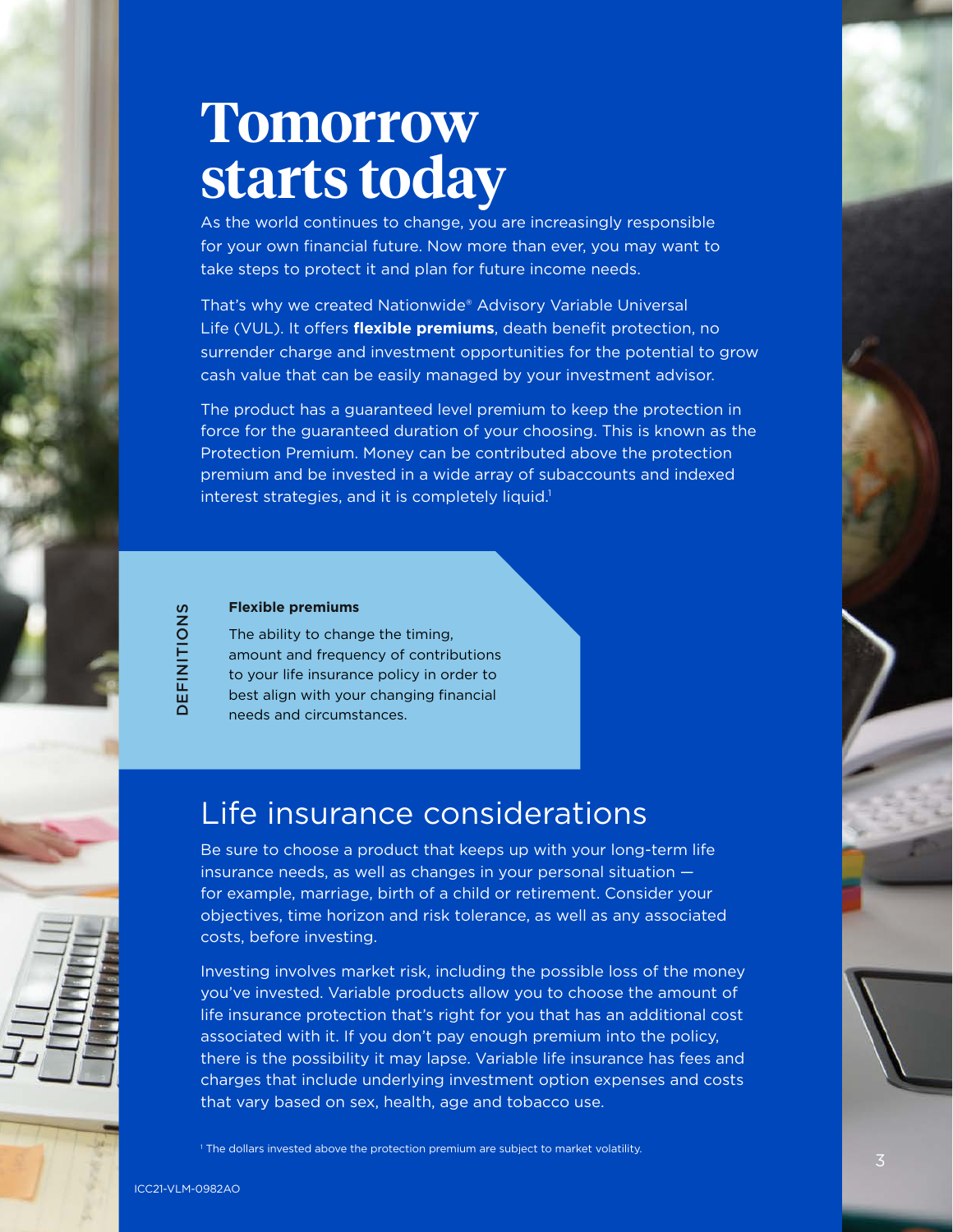# Tomorrow starts today

As the world continues to change, you are increasingly responsible for your own financial future. Now more than ever, you may want to take steps to protect it and plan for future income needs.

That's why we created Nationwide® Advisory Variable Universal Life (VUL). It offers **flexible premiums**, death benefit protection, no surrender charge and investment opportunities for the potential to grow cash value that can be easily managed by your investment advisor.

The product has a guaranteed level premium to keep the protection in force for the guaranteed duration of your choosing. This is known as the Protection Premium. Money can be contributed above the protection premium and be invested in a wide array of subaccounts and indexed interest strategies, and it is completely liquid.[1]

DEFINITIONS

**Flexible premiums**

The ability to change the timing, amount and frequency of contributions to your life insurance policy in order to best align with your changing financial needs and circumstances.

## Life insurance considerations

Be sure to choose a product that keeps up with your long-term life insurance needs, as well as changes in your personal situation — for example, marriage, birth of a child or retirement. Consider your objectives, time horizon and risk tolerance, as well as any associated costs, before investing.

Investing involves market risk, including the possible loss of the money you've invested. Variable products allow you to choose the amount of life insurance protection that's right for you that has an additional cost associated with it. If you don't pay enough premium into the policy, there is the possibility it may lapse. Variable life insurance has fees and charges that include underlying investment option expenses and costs that vary based on sex, health, age and tobacco use.

[1] The dollars invested above the protection premium are subject to market volatility.

ICC21-VLM-0982AO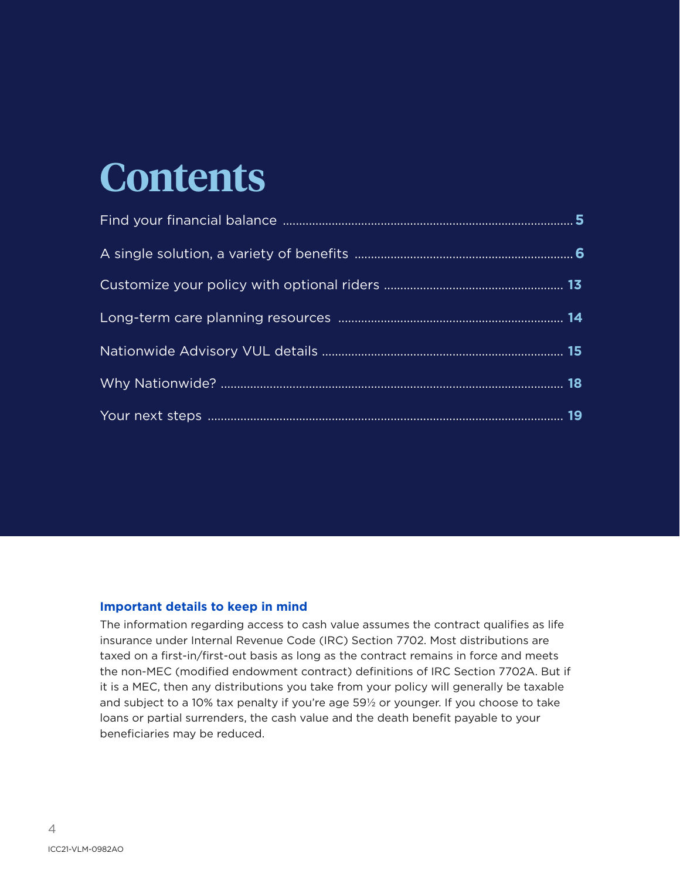# Contents

Find your financial balance ..................... 5

A single solution, a variety of benefits ..................... 6

Customize your policy with optional riders ..................... 13

Long-term care planning resources ..................... 14

Nationwide Advisory VUL details ..................... 15

Why Nationwide? ..................... 18

Your next steps ..................... 19

**Important details to keep in mind**

The information regarding access to cash value assumes the contract qualifies as life insurance under Internal Revenue Code (IRC) Section 7702. Most distributions are taxed on a first-in/first-out basis as long as the contract remains in force and meets the non-MEC (modified endowment contract) definitions of IRC Section 7702A. But if it is a MEC, then any distributions you take from your policy will generally be taxable and subject to a 10% tax penalty if you're age 59½ or younger. If you choose to take loans or partial surrenders, the cash value and the death benefit payable to your beneficiaries may be reduced.

ICC21-VLM-0982AO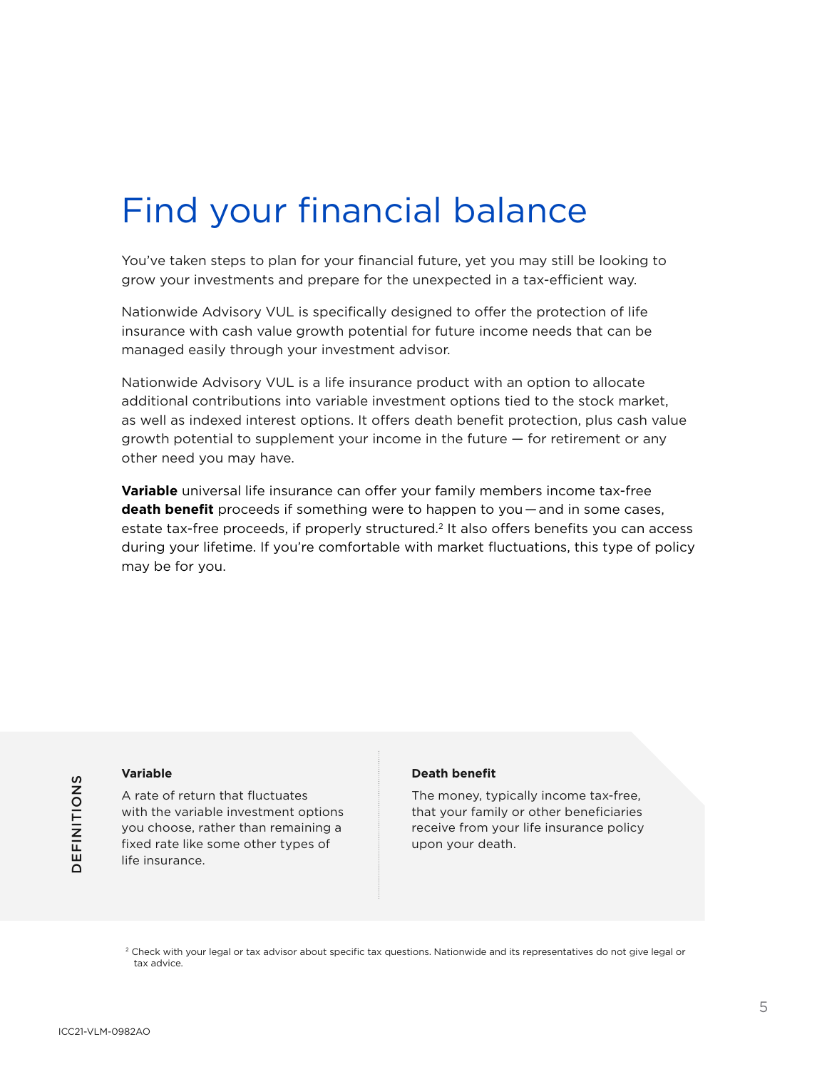# Find your financial balance

You've taken steps to plan for your financial future, yet you may still be looking to grow your investments and prepare for the unexpected in a tax-efficient way.

Nationwide Advisory VUL is specifically designed to offer the protection of life insurance with cash value growth potential for future income needs that can be managed easily through your investment advisor.

Nationwide Advisory VUL is a life insurance product with an option to allocate additional contributions into variable investment options tied to the stock market, as well as indexed interest options. It offers death benefit protection, plus cash value growth potential to supplement your income in the future — for retirement or any other need you may have.

**Variable** universal life insurance can offer your family members income tax-free **death benefit** proceeds if something were to happen to you — and in some cases, estate tax-free proceeds, if properly structured.[2] It also offers benefits you can access during your lifetime. If you're comfortable with market fluctuations, this type of policy may be for you.

**DEFINITIONS**

**Variable**

A rate of return that fluctuates with the variable investment options you choose, rather than remaining a fixed rate like some other types of life insurance.

**Death benefit**

The money, typically income tax-free, that your family or other beneficiaries receive from your life insurance policy upon your death.

[2] Check with your legal or tax advisor about specific tax questions. Nationwide and its representatives do not give legal or tax advice.

ICC21-VLM-0982AO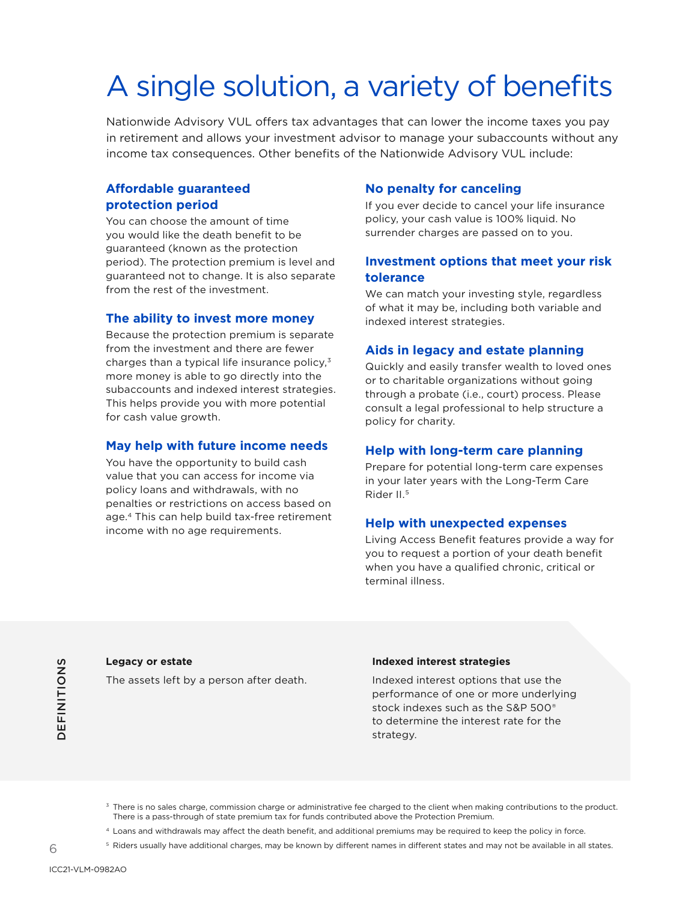# A single solution, a variety of benefits

Nationwide Advisory VUL offers tax advantages that can lower the income taxes you pay in retirement and allows your investment advisor to manage your subaccounts without any income tax consequences. Other benefits of the Nationwide Advisory VUL include:

### Affordable guaranteed protection period

You can choose the amount of time you would like the death benefit to be guaranteed (known as the protection period). The protection premium is level and guaranteed not to change. It is also separate from the rest of the investment.

### The ability to invest more money

Because the protection premium is separate from the investment and there are fewer charges than a typical life insurance policy,[3] more money is able to go directly into the subaccounts and indexed interest strategies. This helps provide you with more potential for cash value growth.

### May help with future income needs

You have the opportunity to build cash value that you can access for income via policy loans and withdrawals, with no penalties or restrictions on access based on age.[4] This can help build tax-free retirement income with no age requirements.

### No penalty for canceling

If you ever decide to cancel your life insurance policy, your cash value is 100% liquid. No surrender charges are passed on to you.

### Investment options that meet your risk tolerance

We can match your investing style, regardless of what it may be, including both variable and indexed interest strategies.

### Aids in legacy and estate planning

Quickly and easily transfer wealth to loved ones or to charitable organizations without going through a probate (i.e., court) process. Please consult a legal professional to help structure a policy for charity.

### Help with long-term care planning

Prepare for potential long-term care expenses in your later years with the Long-Term Care Rider II.[5]

### Help with unexpected expenses

Living Access Benefit features provide a way for you to request a portion of your death benefit when you have a qualified chronic, critical or terminal illness.

## DEFINITIONS

**Legacy or estate**

The assets left by a person after death.

**Indexed interest strategies**

Indexed interest options that use the performance of one or more underlying stock indexes such as the S&P 500® to determine the interest rate for the strategy.

[3] There is no sales charge, commission charge or administrative fee charged to the client when making contributions to the product. There is a pass-through of state premium tax for funds contributed above the Protection Premium.

[4] Loans and withdrawals may affect the death benefit, and additional premiums may be required to keep the policy in force.

[5] Riders usually have additional charges, may be known by different names in different states and may not be available in all states.

ICC21-VLM-0982AO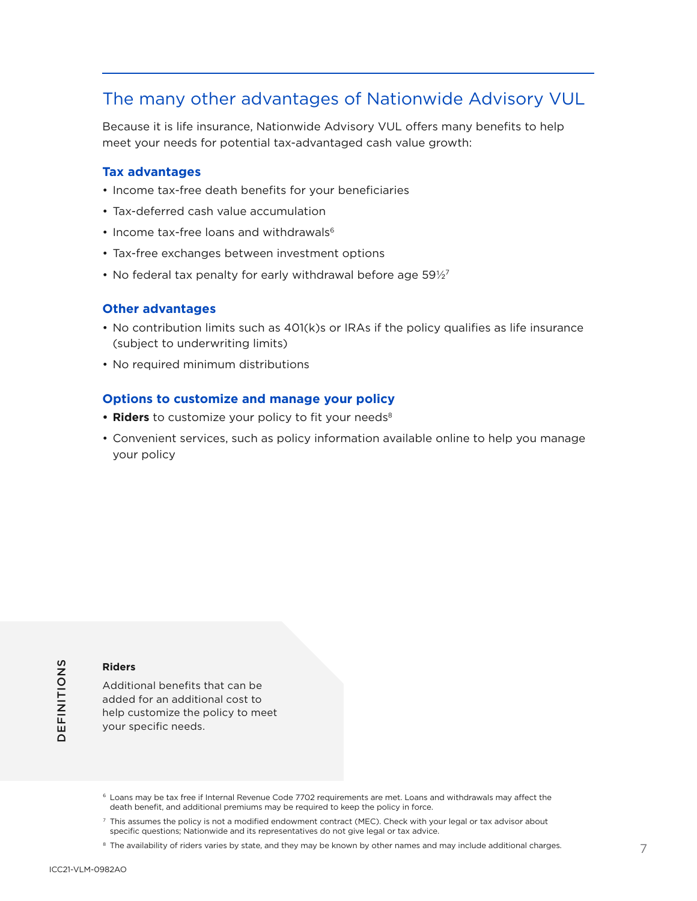## The many other advantages of Nationwide Advisory VUL

Because it is life insurance, Nationwide Advisory VUL offers many benefits to help meet your needs for potential tax-advantaged cash value growth:

### Tax advantages

- Income tax-free death benefits for your beneficiaries
- Tax-deferred cash value accumulation
- Income tax-free loans and withdrawals[6]
- Tax-free exchanges between investment options
- No federal tax penalty for early withdrawal before age 59½[7]

### Other advantages

- No contribution limits such as 401(k)s or IRAs if the policy qualifies as life insurance (subject to underwriting limits)
- No required minimum distributions

### Options to customize and manage your policy

- **Riders** to customize your policy to fit your needs[8]
- Convenient services, such as policy information available online to help you manage your policy

DEFINITIONS

**Riders**

Additional benefits that can be added for an additional cost to help customize the policy to meet your specific needs.

[6] Loans may be tax free if Internal Revenue Code 7702 requirements are met. Loans and withdrawals may affect the death benefit, and additional premiums may be required to keep the policy in force.

[7] This assumes the policy is not a modified endowment contract (MEC). Check with your legal or tax advisor about specific questions; Nationwide and its representatives do not give legal or tax advice.

[8] The availability of riders varies by state, and they may be known by other names and may include additional charges.

ICC21-VLM-0982AO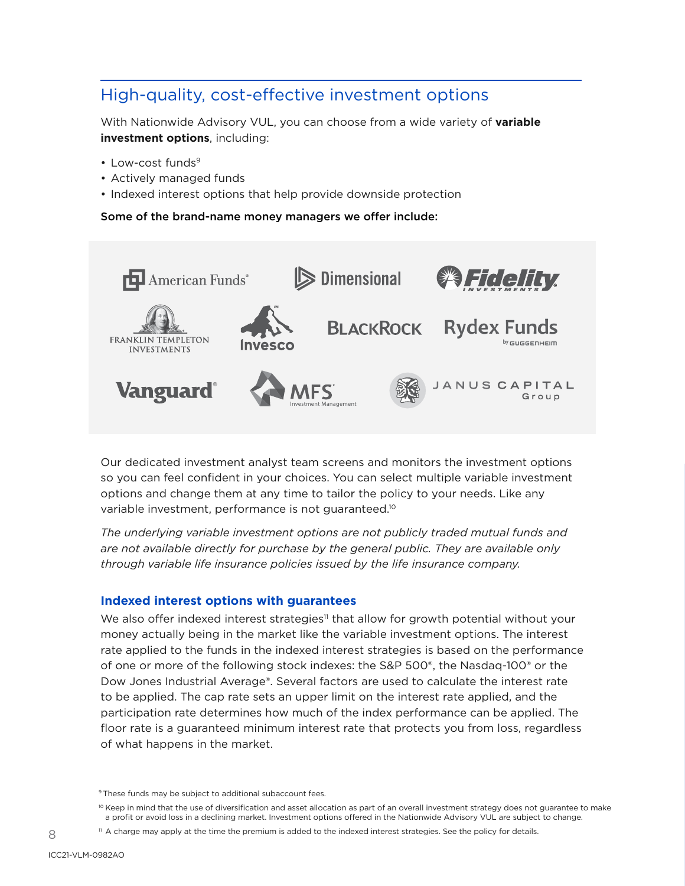## High-quality, cost-effective investment options

With Nationwide Advisory VUL, you can choose from a wide variety of **variable investment options**, including:

- Low-cost funds[9]
- Actively managed funds
- Indexed interest options that help provide downside protection

**Some of the brand-name money managers we offer include:**

American Funds® | Dimensional | Fidelity Investments | Franklin Templeton Investments | Invesco | BlackRock | Rydex Funds by Guggenheim | Vanguard® | MFS® Investment Management | Janus Capital Group

Our dedicated investment analyst team screens and monitors the investment options so you can feel confident in your choices. You can select multiple variable investment options and change them at any time to tailor the policy to your needs. Like any variable investment, performance is not guaranteed.[10]

*The underlying variable investment options are not publicly traded mutual funds and are not available directly for purchase by the general public. They are available only through variable life insurance policies issued by the life insurance company.*

### Indexed interest options with guarantees

We also offer indexed interest strategies[11] that allow for growth potential without your money actually being in the market like the variable investment options. The interest rate applied to the funds in the indexed interest strategies is based on the performance of one or more of the following stock indexes: the S&P 500®, the Nasdaq-100® or the Dow Jones Industrial Average®. Several factors are used to calculate the interest rate to be applied. The cap rate sets an upper limit on the interest rate applied, and the participation rate determines how much of the index performance can be applied. The floor rate is a guaranteed minimum interest rate that protects you from loss, regardless of what happens in the market.

[9] These funds may be subject to additional subaccount fees.

[10] Keep in mind that the use of diversification and asset allocation as part of an overall investment strategy does not guarantee to make a profit or avoid loss in a declining market. Investment options offered in the Nationwide Advisory VUL are subject to change.

[11] A charge may apply at the time the premium is added to the indexed interest strategies. See the policy for details.

ICC21-VLM-0982AO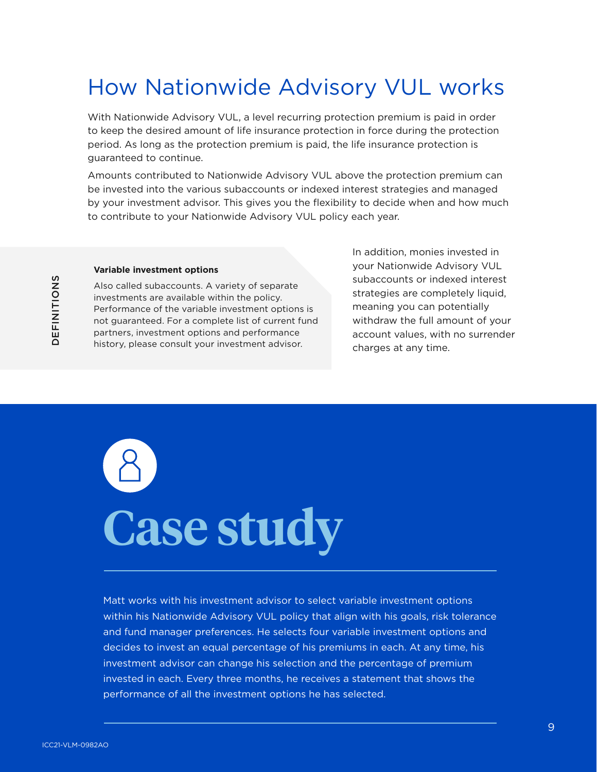# How Nationwide Advisory VUL works

With Nationwide Advisory VUL, a level recurring protection premium is paid in order to keep the desired amount of life insurance protection in force during the protection period. As long as the protection premium is paid, the life insurance protection is guaranteed to continue.

Amounts contributed to Nationwide Advisory VUL above the protection premium can be invested into the various subaccounts or indexed interest strategies and managed by your investment advisor. This gives you the flexibility to decide when and how much to contribute to your Nationwide Advisory VUL policy each year.

DEFINITIONS

**Variable investment options**

Also called subaccounts. A variety of separate investments are available within the policy. Performance of the variable investment options is not guaranteed. For a complete list of current fund partners, investment options and performance history, please consult your investment advisor.

In addition, monies invested in your Nationwide Advisory VUL subaccounts or indexed interest strategies are completely liquid, meaning you can potentially withdraw the full amount of your account values, with no surrender charges at any time.

## Case study

Matt works with his investment advisor to select variable investment options within his Nationwide Advisory VUL policy that align with his goals, risk tolerance and fund manager preferences. He selects four variable investment options and decides to invest an equal percentage of his premiums in each. At any time, his investment advisor can change his selection and the percentage of premium invested in each. Every three months, he receives a statement that shows the performance of all the investment options he has selected.

ICC21-VLM-0982AO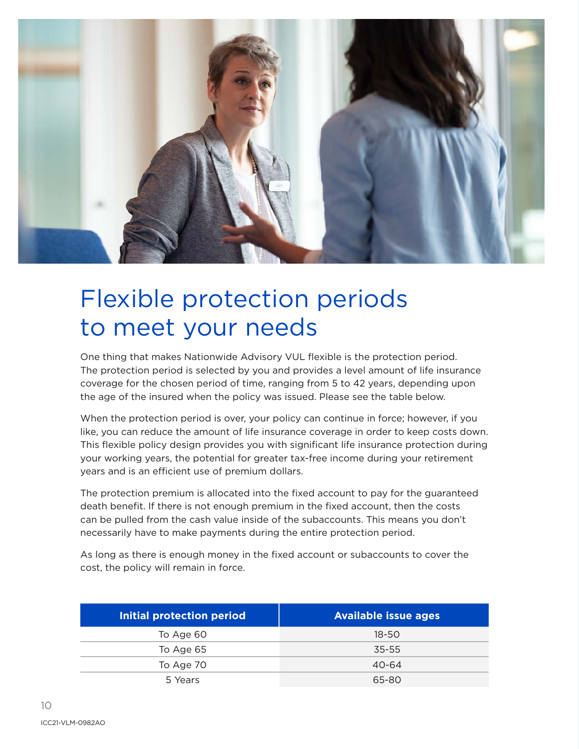# Flexible protection periods to meet your needs

One thing that makes Nationwide Advisory VUL flexible is the protection period. The protection period is selected by you and provides a level amount of life insurance coverage for the chosen period of time, ranging from 5 to 42 years, depending upon the age of the insured when the policy was issued. Please see the table below.

When the protection period is over, your policy can continue in force; however, if you like, you can reduce the amount of life insurance coverage in order to keep costs down. This flexible policy design provides you with significant life insurance protection during your working years, the potential for greater tax-free income during your retirement years and is an efficient use of premium dollars.

The protection premium is allocated into the fixed account to pay for the guaranteed death benefit. If there is not enough premium in the fixed account, then the costs can be pulled from the cash value inside of the subaccounts. This means you don't necessarily have to make payments during the entire protection period.

As long as there is enough money in the fixed account or subaccounts to cover the cost, the policy will remain in force.

| Initial protection period | Available issue ages |
|---|---|
| To Age 60 | 18-50 |
| To Age 65 | 35-55 |
| To Age 70 | 40-64 |
| 5 Years | 65-80 |

ICC21-VLM-0982AO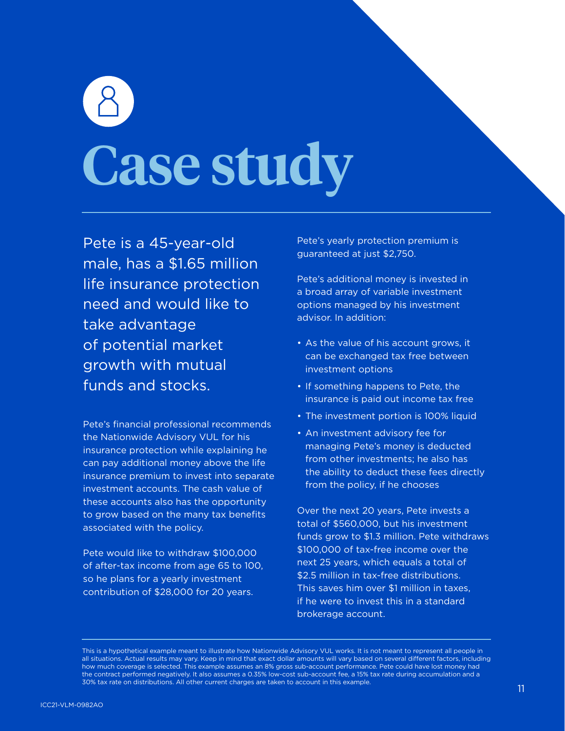# Case study

Pete is a 45-year-old male, has a $1.65 million life insurance protection need and would like to take advantage of potential market growth with mutual funds and stocks.

Pete's financial professional recommends the Nationwide Advisory VUL for his insurance protection while explaining he can pay additional money above the life insurance premium to invest into separate investment accounts. The cash value of these accounts also has the opportunity to grow based on the many tax benefits associated with the policy.

Pete would like to withdraw $100,000 of after-tax income from age 65 to 100, so he plans for a yearly investment contribution of $28,000 for 20 years.

Pete's yearly protection premium is guaranteed at just $2,750.

Pete's additional money is invested in a broad array of variable investment options managed by his investment advisor. In addition:

- As the value of his account grows, it can be exchanged tax free between investment options
- If something happens to Pete, the insurance is paid out income tax free
- The investment portion is 100% liquid
- An investment advisory fee for managing Pete's money is deducted from other investments; he also has the ability to deduct these fees directly from the policy, if he chooses

Over the next 20 years, Pete invests a total of $560,000, but his investment funds grow to $1.3 million. Pete withdraws $100,000 of tax-free income over the next 25 years, which equals a total of $2.5 million in tax-free distributions. This saves him over $1 million in taxes, if he were to invest this in a standard brokerage account.

This is a hypothetical example meant to illustrate how Nationwide Advisory VUL works. It is not meant to represent all people in all situations. Actual results may vary. Keep in mind that exact dollar amounts will vary based on several different factors, including how much coverage is selected. This example assumes an 8% gross sub-account performance. Pete could have lost money had the contract performed negatively. It also assumes a 0.35% low-cost sub-account fee, a 15% tax rate during accumulation and a 30% tax rate on distributions. All other current charges are taken to account in this example.

ICC21-VLM-0982AO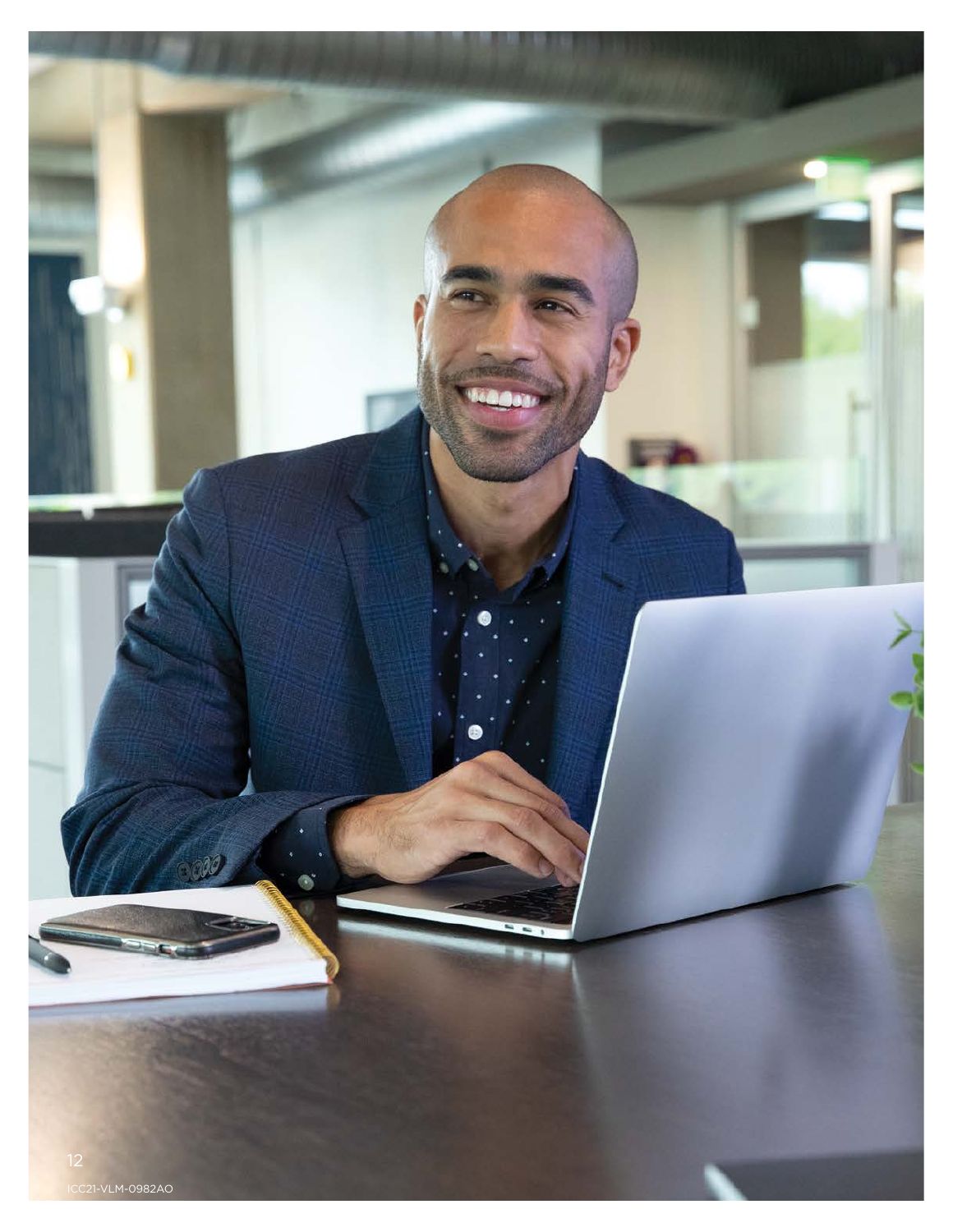ICC21-VLM-0982AO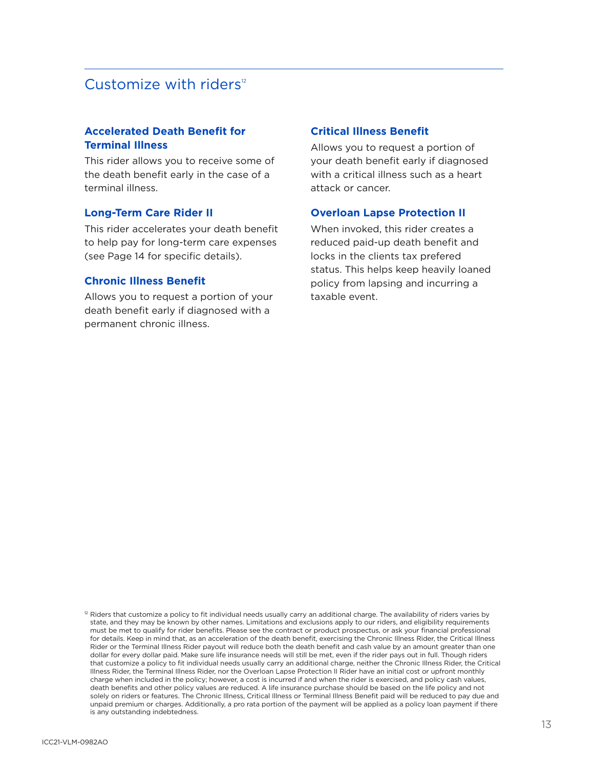## Customize with riders[12]

### Accelerated Death Benefit for Terminal Illness

This rider allows you to receive some of the death benefit early in the case of a terminal illness.

### Long-Term Care Rider II

This rider accelerates your death benefit to help pay for long-term care expenses (see Page 14 for specific details).

### Chronic Illness Benefit

Allows you to request a portion of your death benefit early if diagnosed with a permanent chronic illness.

### Critical Illness Benefit

Allows you to request a portion of your death benefit early if diagnosed with a critical illness such as a heart attack or cancer.

### Overloan Lapse Protection II

When invoked, this rider creates a reduced paid-up death benefit and locks in the clients tax prefered status. This helps keep heavily loaned policy from lapsing and incurring a taxable event.

[12] Riders that customize a policy to fit individual needs usually carry an additional charge. The availability of riders varies by state, and they may be known by other names. Limitations and exclusions apply to our riders, and eligibility requirements must be met to qualify for rider benefits. Please see the contract or product prospectus, or ask your financial professional for details. Keep in mind that, as an acceleration of the death benefit, exercising the Chronic Illness Rider, the Critical Illness Rider or the Terminal Illness Rider payout will reduce both the death benefit and cash value by an amount greater than one dollar for every dollar paid. Make sure life insurance needs will still be met, even if the rider pays out in full. Though riders that customize a policy to fit individual needs usually carry an additional charge, neither the Chronic Illness Rider, the Critical Illness Rider, the Terminal Illness Rider, nor the Overloan Lapse Protection II Rider have an initial cost or upfront monthly charge when included in the policy; however, a cost is incurred if and when the rider is exercised, and policy cash values, death benefits and other policy values are reduced. A life insurance purchase should be based on the life policy and not solely on riders or features. The Chronic Illness, Critical Illness or Terminal Illness Benefit paid will be reduced to pay due and unpaid premium or charges. Additionally, a pro rata portion of the payment will be applied as a policy loan payment if there is any outstanding indebtedness.

ICC21-VLM-0982AO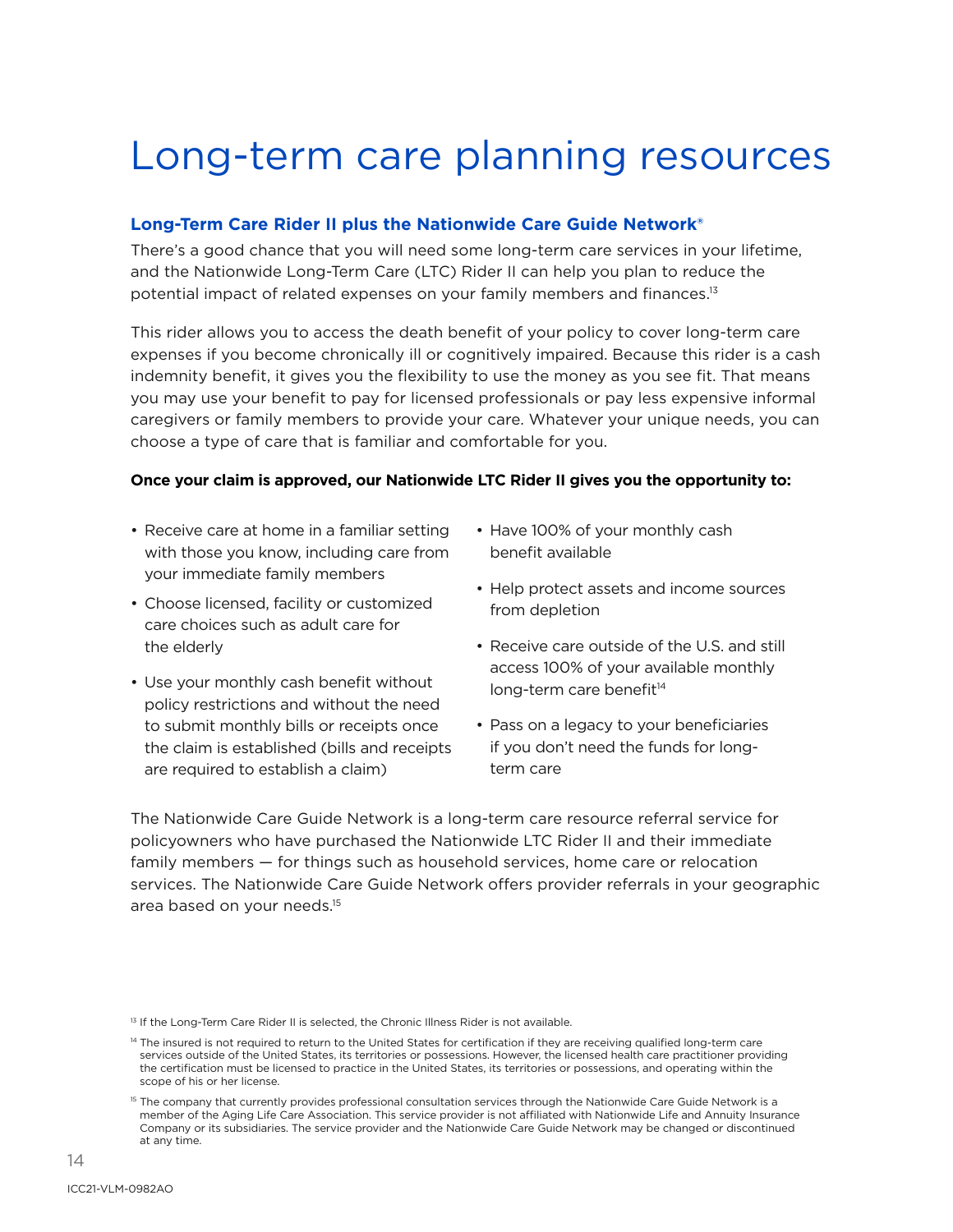# Long-term care planning resources

### Long-Term Care Rider II plus the Nationwide Care Guide Network®

There's a good chance that you will need some long-term care services in your lifetime, and the Nationwide Long-Term Care (LTC) Rider II can help you plan to reduce the potential impact of related expenses on your family members and finances.[13]

This rider allows you to access the death benefit of your policy to cover long-term care expenses if you become chronically ill or cognitively impaired. Because this rider is a cash indemnity benefit, it gives you the flexibility to use the money as you see fit. That means you may use your benefit to pay for licensed professionals or pay less expensive informal caregivers or family members to provide your care. Whatever your unique needs, you can choose a type of care that is familiar and comfortable for you.

**Once your claim is approved, our Nationwide LTC Rider II gives you the opportunity to:**

- Receive care at home in a familiar setting with those you know, including care from your immediate family members
- Choose licensed, facility or customized care choices such as adult care for the elderly
- Use your monthly cash benefit without policy restrictions and without the need to submit monthly bills or receipts once the claim is established (bills and receipts are required to establish a claim)
- Have 100% of your monthly cash benefit available
- Help protect assets and income sources from depletion
- Receive care outside of the U.S. and still access 100% of your available monthly long-term care benefit[14]
- Pass on a legacy to your beneficiaries if you don't need the funds for long-term care

The Nationwide Care Guide Network is a long-term care resource referral service for policyowners who have purchased the Nationwide LTC Rider II and their immediate family members — for things such as household services, home care or relocation services. The Nationwide Care Guide Network offers provider referrals in your geographic area based on your needs.[15]

[13] If the Long-Term Care Rider II is selected, the Chronic Illness Rider is not available.

[14] The insured is not required to return to the United States for certification if they are receiving qualified long-term care services outside of the United States, its territories or possessions. However, the licensed health care practitioner providing the certification must be licensed to practice in the United States, its territories or possessions, and operating within the scope of his or her license.

[15] The company that currently provides professional consultation services through the Nationwide Care Guide Network is a member of the Aging Life Care Association. This service provider is not affiliated with Nationwide Life and Annuity Insurance Company or its subsidiaries. The service provider and the Nationwide Care Guide Network may be changed or discontinued at any time.

ICC21-VLM-0982AO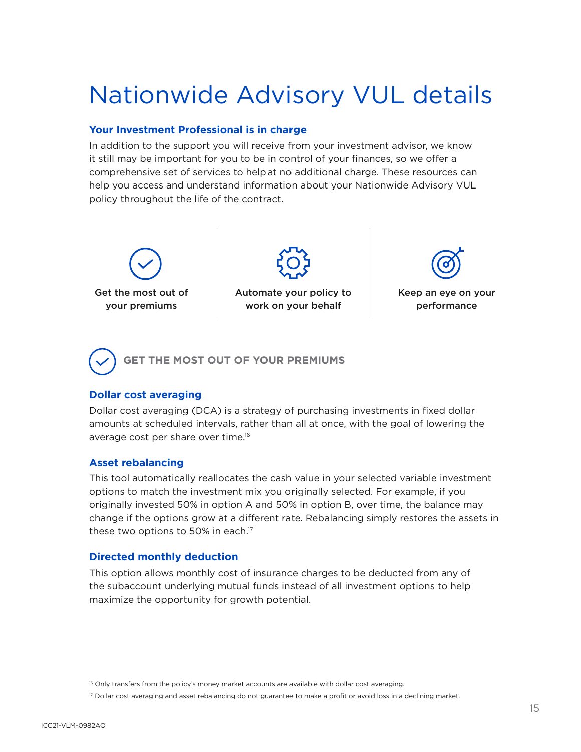# Nationwide Advisory VUL details

### Your Investment Professional is in charge

In addition to the support you will receive from your investment advisor, we know it still may be important for you to be in control of your finances, so we offer a comprehensive set of services to help at no additional charge. These resources can help you access and understand information about your Nationwide Advisory VUL policy throughout the life of the contract.

| Get the most out of your premiums | Automate your policy to work on your behalf | Keep an eye on your performance |
|---|---|---|

## GET THE MOST OUT OF YOUR PREMIUMS

### Dollar cost averaging

Dollar cost averaging (DCA) is a strategy of purchasing investments in fixed dollar amounts at scheduled intervals, rather than all at once, with the goal of lowering the average cost per share over time.[16]

### Asset rebalancing

This tool automatically reallocates the cash value in your selected variable investment options to match the investment mix you originally selected. For example, if you originally invested 50% in option A and 50% in option B, over time, the balance may change if the options grow at a different rate. Rebalancing simply restores the assets in these two options to 50% in each.[17]

### Directed monthly deduction

This option allows monthly cost of insurance charges to be deducted from any of the subaccount underlying mutual funds instead of all investment options to help maximize the opportunity for growth potential.

[16] Only transfers from the policy's money market accounts are available with dollar cost averaging.

[17] Dollar cost averaging and asset rebalancing do not guarantee to make a profit or avoid loss in a declining market.

ICC21-VLM-0982AO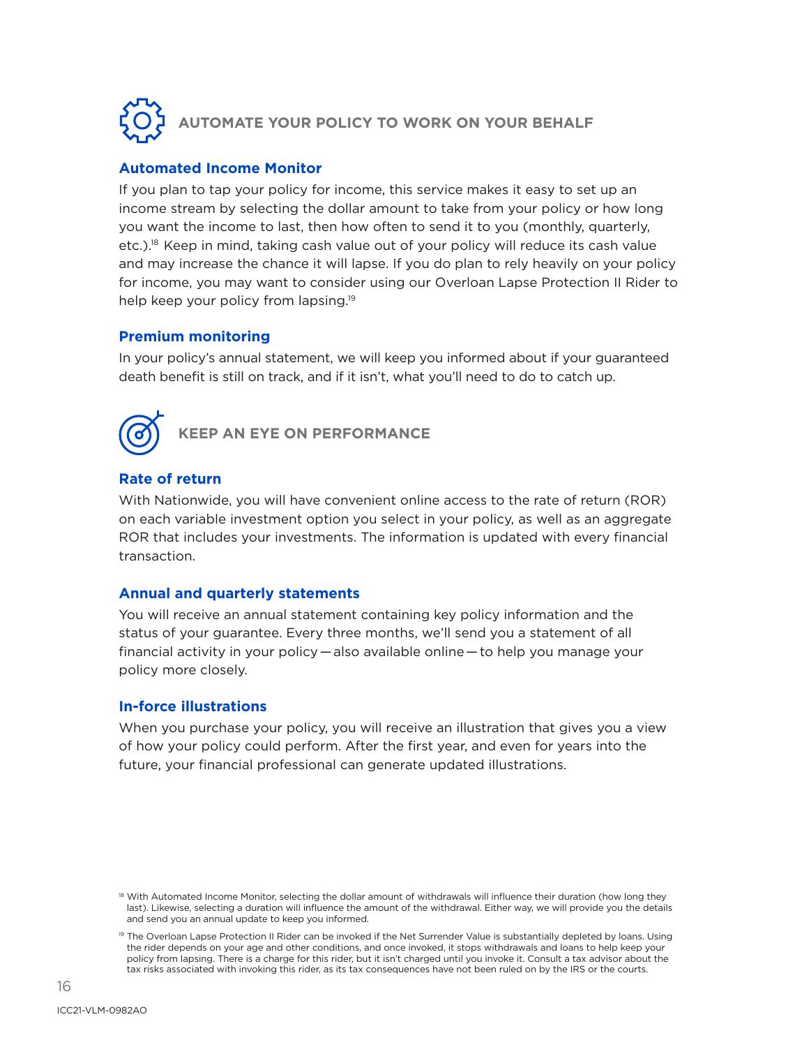## AUTOMATE YOUR POLICY TO WORK ON YOUR BEHALF

### Automated Income Monitor

If you plan to tap your policy for income, this service makes it easy to set up an income stream by selecting the dollar amount to take from your policy or how long you want the income to last, then how often to send it to you (monthly, quarterly, etc.).[18] Keep in mind, taking cash value out of your policy will reduce its cash value and may increase the chance it will lapse. If you do plan to rely heavily on your policy for income, you may want to consider using our Overloan Lapse Protection II Rider to help keep your policy from lapsing.[19]

### Premium monitoring

In your policy's annual statement, we will keep you informed about if your guaranteed death benefit is still on track, and if it isn't, what you'll need to do to catch up.

## KEEP AN EYE ON PERFORMANCE

### Rate of return

With Nationwide, you will have convenient online access to the rate of return (ROR) on each variable investment option you select in your policy, as well as an aggregate ROR that includes your investments. The information is updated with every financial transaction.

### Annual and quarterly statements

You will receive an annual statement containing key policy information and the status of your guarantee. Every three months, we'll send you a statement of all financial activity in your policy — also available online — to help you manage your policy more closely.

### In-force illustrations

When you purchase your policy, you will receive an illustration that gives you a view of how your policy could perform. After the first year, and even for years into the future, your financial professional can generate updated illustrations.

[18] With Automated Income Monitor, selecting the dollar amount of withdrawals will influence their duration (how long they last). Likewise, selecting a duration will influence the amount of the withdrawal. Either way, we will provide you the details and send you an annual update to keep you informed.

[19] The Overloan Lapse Protection II Rider can be invoked if the Net Surrender Value is substantially depleted by loans. Using the rider depends on your age and other conditions, and once invoked, it stops withdrawals and loans to help keep your policy from lapsing. There is a charge for this rider, but it isn't charged until you invoke it. Consult a tax advisor about the tax risks associated with invoking this rider, as its tax consequences have not been ruled on by the IRS or the courts.

ICC21-VLM-0982AO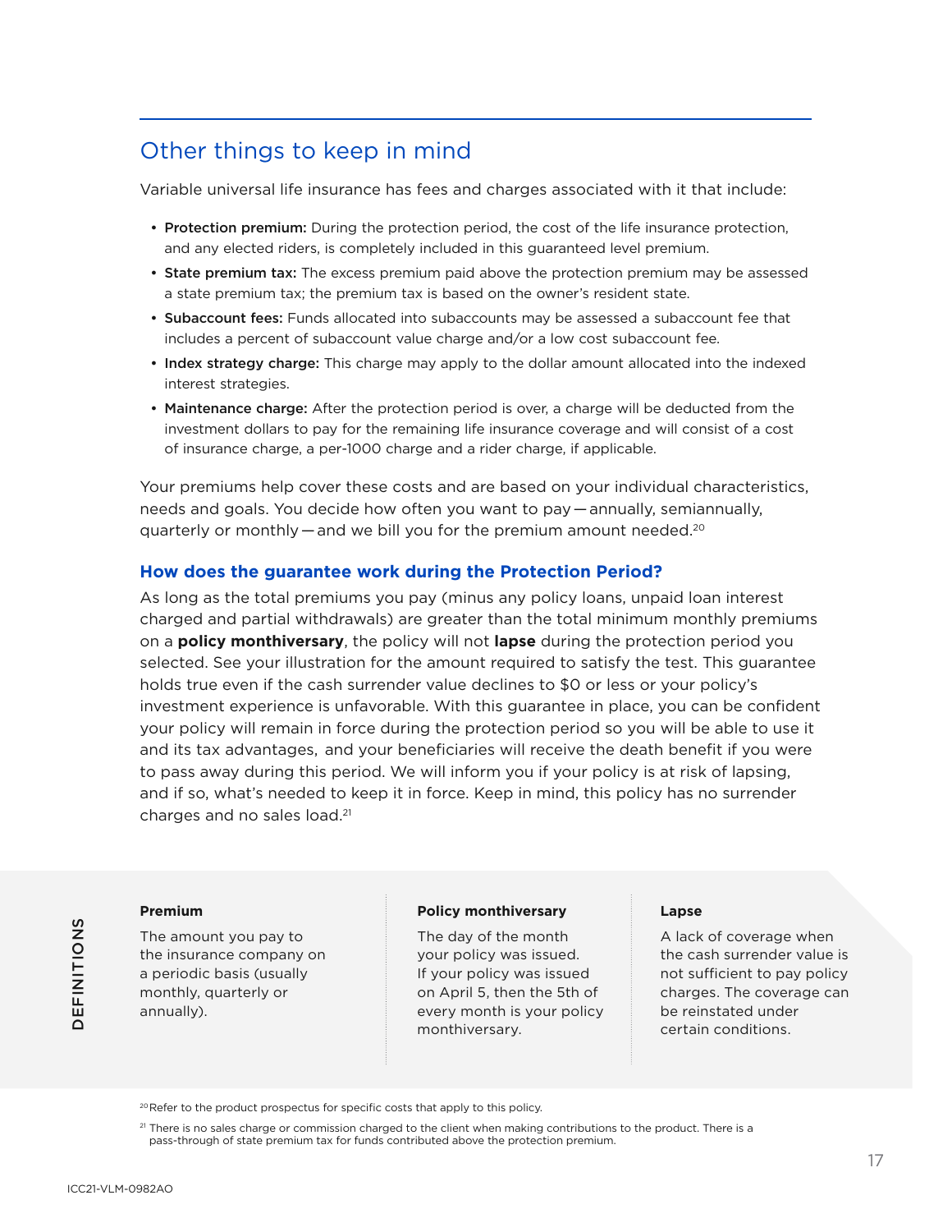## Other things to keep in mind

Variable universal life insurance has fees and charges associated with it that include:

- **Protection premium:** During the protection period, the cost of the life insurance protection, and any elected riders, is completely included in this guaranteed level premium.
- **State premium tax:** The excess premium paid above the protection premium may be assessed a state premium tax; the premium tax is based on the owner's resident state.
- **Subaccount fees:** Funds allocated into subaccounts may be assessed a subaccount fee that includes a percent of subaccount value charge and/or a low cost subaccount fee.
- **Index strategy charge:** This charge may apply to the dollar amount allocated into the indexed interest strategies.
- **Maintenance charge:** After the protection period is over, a charge will be deducted from the investment dollars to pay for the remaining life insurance coverage and will consist of a cost of insurance charge, a per-1000 charge and a rider charge, if applicable.

Your premiums help cover these costs and are based on your individual characteristics, needs and goals. You decide how often you want to pay — annually, semiannually, quarterly or monthly — and we bill you for the premium amount needed.[20]

### How does the guarantee work during the Protection Period?

As long as the total premiums you pay (minus any policy loans, unpaid loan interest charged and partial withdrawals) are greater than the total minimum monthly premiums on a **policy monthiversary**, the policy will not **lapse** during the protection period you selected. See your illustration for the amount required to satisfy the test. This guarantee holds true even if the cash surrender value declines to $0 or less or your policy's investment experience is unfavorable. With this guarantee in place, you can be confident your policy will remain in force during the protection period so you will be able to use it and its tax advantages, and your beneficiaries will receive the death benefit if you were to pass away during this period. We will inform you if your policy is at risk of lapsing, and if so, what's needed to keep it in force. Keep in mind, this policy has no surrender charges and no sales load.[21]

#### DEFINITIONS

**Premium**

The amount you pay to the insurance company on a periodic basis (usually monthly, quarterly or annually).

**Policy monthiversary**

The day of the month your policy was issued. If your policy was issued on April 5, then the 5th of every month is your policy monthiversary.

**Lapse**

A lack of coverage when the cash surrender value is not sufficient to pay policy charges. The coverage can be reinstated under certain conditions.

[20] Refer to the product prospectus for specific costs that apply to this policy.

[21] There is no sales charge or commission charged to the client when making contributions to the product. There is a pass-through of state premium tax for funds contributed above the protection premium.

ICC21-VLM-0982AO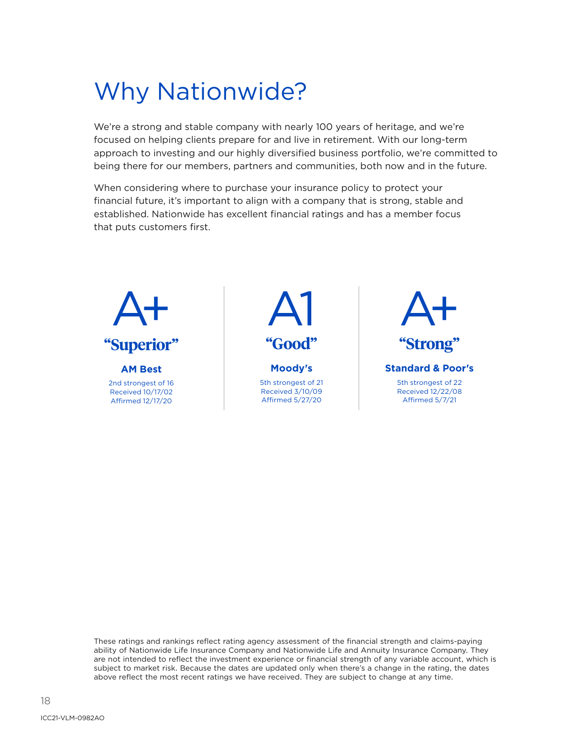# Why Nationwide?

We're a strong and stable company with nearly 100 years of heritage, and we're focused on helping clients prepare for and live in retirement. With our long-term approach to investing and our highly diversified business portfolio, we're committed to being there for our members, partners and communities, both now and in the future.

When considering where to purchase your insurance policy to protect your financial future, it's important to align with a company that is strong, stable and established. Nationwide has excellent financial ratings and has a member focus that puts customers first.

| A+ "Superior" | A1 "Good" | A+ "Strong" |
|---|---|---|
| **AM Best** | **Moody's** | **Standard & Poor's** |
| 2nd strongest of 16 | 5th strongest of 21 | 5th strongest of 22 |
| Received 10/17/02 | Received 3/10/09 | Received 12/22/08 |
| Affirmed 12/17/20 | Affirmed 5/27/20 | Affirmed 5/7/21 |

These ratings and rankings reflect rating agency assessment of the financial strength and claims-paying ability of Nationwide Life Insurance Company and Nationwide Life and Annuity Insurance Company. They are not intended to reflect the investment experience or financial strength of any variable account, which is subject to market risk. Because the dates are updated only when there's a change in the rating, the dates above reflect the most recent ratings we have received. They are subject to change at any time.

ICC21-VLM-0982AO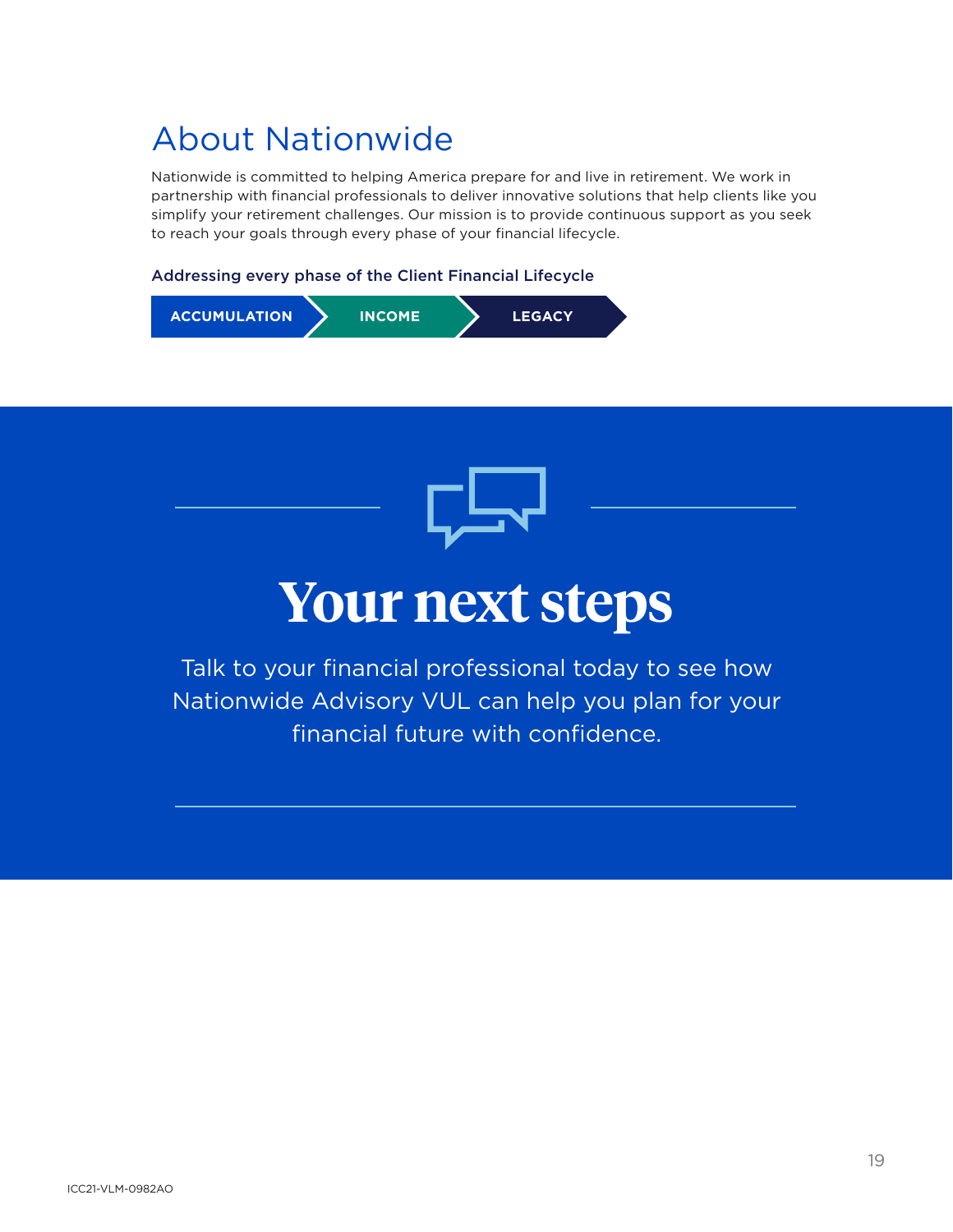# About Nationwide

Nationwide is committed to helping America prepare for and live in retirement. We work in partnership with financial professionals to deliver innovative solutions that help clients like you simplify your retirement challenges. Our mission is to provide continuous support as you seek to reach your goals through every phase of your financial lifecycle.

**Addressing every phase of the Client Financial Lifecycle**

**ACCUMULATION** → **INCOME** → **LEGACY**

# Your next steps

Talk to your financial professional today to see how Nationwide Advisory VUL can help you plan for your financial future with confidence.

ICC21-VLM-0982AO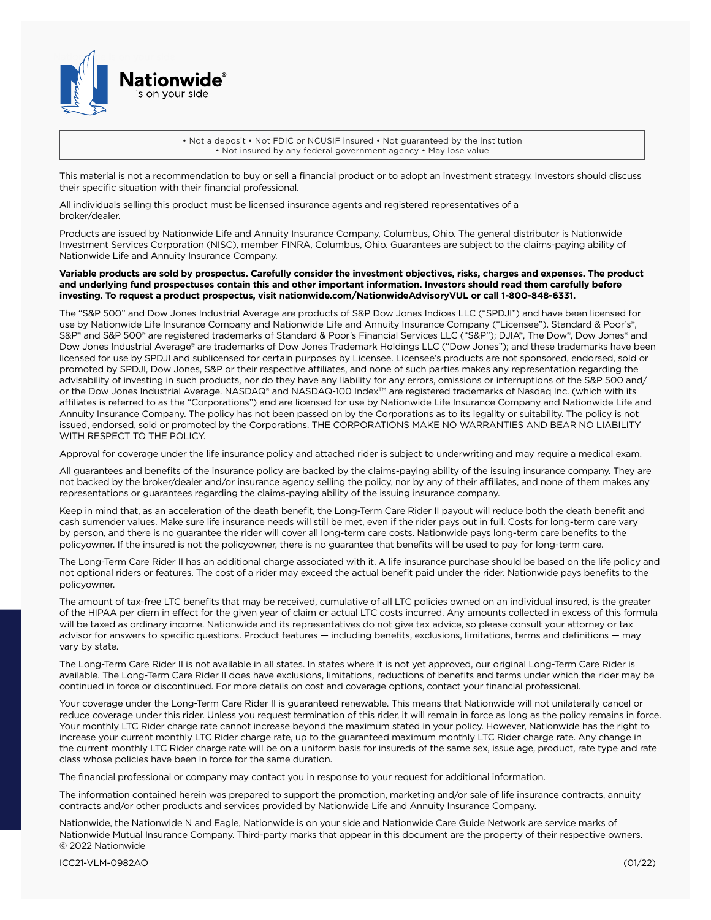Nationwide®
is on your side

• Not a deposit • Not FDIC or NCUSIF insured • Not guaranteed by the institution
• Not insured by any federal government agency • May lose value

This material is not a recommendation to buy or sell a financial product or to adopt an investment strategy. Investors should discuss their specific situation with their financial professional.

All individuals selling this product must be licensed insurance agents and registered representatives of a broker/dealer.

Products are issued by Nationwide Life and Annuity Insurance Company, Columbus, Ohio. The general distributor is Nationwide Investment Services Corporation (NISC), member FINRA, Columbus, Ohio. Guarantees are subject to the claims-paying ability of Nationwide Life and Annuity Insurance Company.

**Variable products are sold by prospectus. Carefully consider the investment objectives, risks, charges and expenses. The product and underlying fund prospectuses contain this and other important information. Investors should read them carefully before investing. To request a product prospectus, visit nationwide.com/NationwideAdvisoryVUL or call 1-800-848-6331.**

The "S&P 500" and Dow Jones Industrial Average are products of S&P Dow Jones Indices LLC ("SPDJI") and have been licensed for use by Nationwide Life Insurance Company and Nationwide Life and Annuity Insurance Company ("Licensee"). Standard & Poor's®, S&P® and S&P 500® are registered trademarks of Standard & Poor's Financial Services LLC ("S&P"); DJIA®, The Dow®, Dow Jones® and Dow Jones Industrial Average® are trademarks of Dow Jones Trademark Holdings LLC ("Dow Jones"); and these trademarks have been licensed for use by SPDJI and sublicensed for certain purposes by Licensee. Licensee's products are not sponsored, endorsed, sold or promoted by SPDJI, Dow Jones, S&P or their respective affiliates, and none of such parties makes any representation regarding the advisability of investing in such products, nor do they have any liability for any errors, omissions or interruptions of the S&P 500 and/or the Dow Jones Industrial Average. NASDAQ® and NASDAQ-100 Index™ are registered trademarks of Nasdaq Inc. (which with its affiliates is referred to as the "Corporations") and are licensed for use by Nationwide Life Insurance Company and Nationwide Life and Annuity Insurance Company. The policy has not been passed on by the Corporations as to its legality or suitability. The policy is not issued, endorsed, sold or promoted by the Corporations. THE CORPORATIONS MAKE NO WARRANTIES AND BEAR NO LIABILITY WITH RESPECT TO THE POLICY.

Approval for coverage under the life insurance policy and attached rider is subject to underwriting and may require a medical exam.

All guarantees and benefits of the insurance policy are backed by the claims-paying ability of the issuing insurance company. They are not backed by the broker/dealer and/or insurance agency selling the policy, nor by any of their affiliates, and none of them makes any representations or guarantees regarding the claims-paying ability of the issuing insurance company.

Keep in mind that, as an acceleration of the death benefit, the Long-Term Care Rider II payout will reduce both the death benefit and cash surrender values. Make sure life insurance needs will still be met, even if the rider pays out in full. Costs for long-term care vary by person, and there is no guarantee the rider will cover all long-term care costs. Nationwide pays long-term care benefits to the policyowner. If the insured is not the policyowner, there is no guarantee that benefits will be used to pay for long-term care.

The Long-Term Care Rider II has an additional charge associated with it. A life insurance purchase should be based on the life policy and not optional riders or features. The cost of a rider may exceed the actual benefit paid under the rider. Nationwide pays benefits to the policyowner.

The amount of tax-free LTC benefits that may be received, cumulative of all LTC policies owned on an individual insured, is the greater of the HIPAA per diem in effect for the given year of claim or actual LTC costs incurred. Any amounts collected in excess of this formula will be taxed as ordinary income. Nationwide and its representatives do not give tax advice, so please consult your attorney or tax advisor for answers to specific questions. Product features — including benefits, exclusions, limitations, terms and definitions — may vary by state.

The Long-Term Care Rider II is not available in all states. In states where it is not yet approved, our original Long-Term Care Rider is available. The Long-Term Care Rider II does have exclusions, limitations, reductions of benefits and terms under which the rider may be continued in force or discontinued. For more details on cost and coverage options, contact your financial professional.

Your coverage under the Long-Term Care Rider II is guaranteed renewable. This means that Nationwide will not unilaterally cancel or reduce coverage under this rider. Unless you request termination of this rider, it will remain in force as long as the policy remains in force. Your monthly LTC Rider charge rate cannot increase beyond the maximum stated in your policy. However, Nationwide has the right to increase your current monthly LTC Rider charge rate, up to the guaranteed maximum monthly LTC Rider charge rate. Any change in the current monthly LTC Rider charge rate will be on a uniform basis for insureds of the same sex, issue age, product, rate type and rate class whose policies have been in force for the same duration.

The financial professional or company may contact you in response to your request for additional information.

The information contained herein was prepared to support the promotion, marketing and/or sale of life insurance contracts, annuity contracts and/or other products and services provided by Nationwide Life and Annuity Insurance Company.

Nationwide, the Nationwide N and Eagle, Nationwide is on your side and Nationwide Care Guide Network are service marks of Nationwide Mutual Insurance Company. Third-party marks that appear in this document are the property of their respective owners.
© 2022 Nationwide

ICC21-VLM-0982AO (01/22)